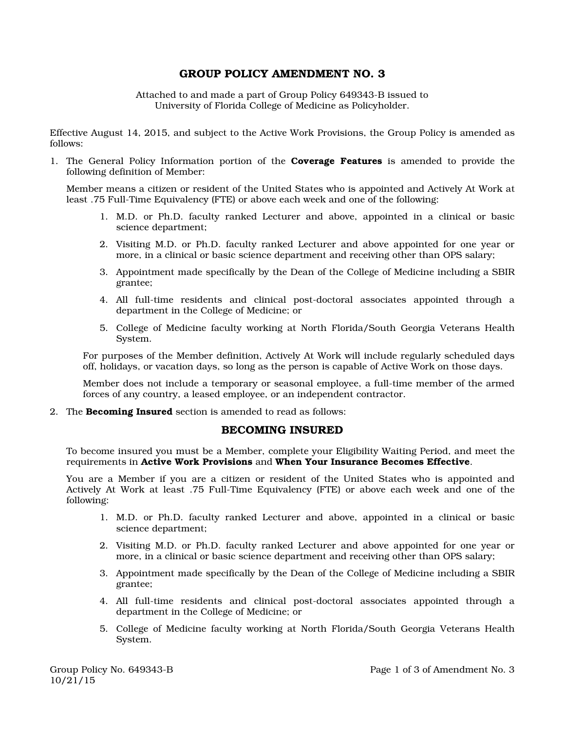# GROUP POLICY AMENDMENT NO. 3

Attached to and made a part of Group Policy 649343-B issued to
University of Florida College of Medicine as Policyholder.

Effective August 14, 2015, and subject to the Active Work Provisions, the Group Policy is amended as follows:

1. The General Policy Information portion of the **Coverage Features** is amended to provide the following definition of Member:

   Member means a citizen or resident of the United States who is appointed and Actively At Work at least .75 Full-Time Equivalency (FTE) or above each week and one of the following:

   1. M.D. or Ph.D. faculty ranked Lecturer and above, appointed in a clinical or basic science department;
   2. Visiting M.D. or Ph.D. faculty ranked Lecturer and above appointed for one year or more, in a clinical or basic science department and receiving other than OPS salary;
   3. Appointment made specifically by the Dean of the College of Medicine including a SBIR grantee;
   4. All full-time residents and clinical post-doctoral associates appointed through a department in the College of Medicine; or
   5. College of Medicine faculty working at North Florida/South Georgia Veterans Health System.

   For purposes of the Member definition, Actively At Work will include regularly scheduled days off, holidays, or vacation days, so long as the person is capable of Active Work on those days.

   Member does not include a temporary or seasonal employee, a full-time member of the armed forces of any country, a leased employee, or an independent contractor.

2. The **Becoming Insured** section is amended to read as follows:

## BECOMING INSURED

To become insured you must be a Member, complete your Eligibility Waiting Period, and meet the requirements in **Active Work Provisions** and **When Your Insurance Becomes Effective**.

You are a Member if you are a citizen or resident of the United States who is appointed and Actively At Work at least .75 Full-Time Equivalency (FTE) or above each week and one of the following:

1. M.D. or Ph.D. faculty ranked Lecturer and above, appointed in a clinical or basic science department;
2. Visiting M.D. or Ph.D. faculty ranked Lecturer and above appointed for one year or more, in a clinical or basic science department and receiving other than OPS salary;
3. Appointment made specifically by the Dean of the College of Medicine including a SBIR grantee;
4. All full-time residents and clinical post-doctoral associates appointed through a department in the College of Medicine; or
5. College of Medicine faculty working at North Florida/South Georgia Veterans Health System.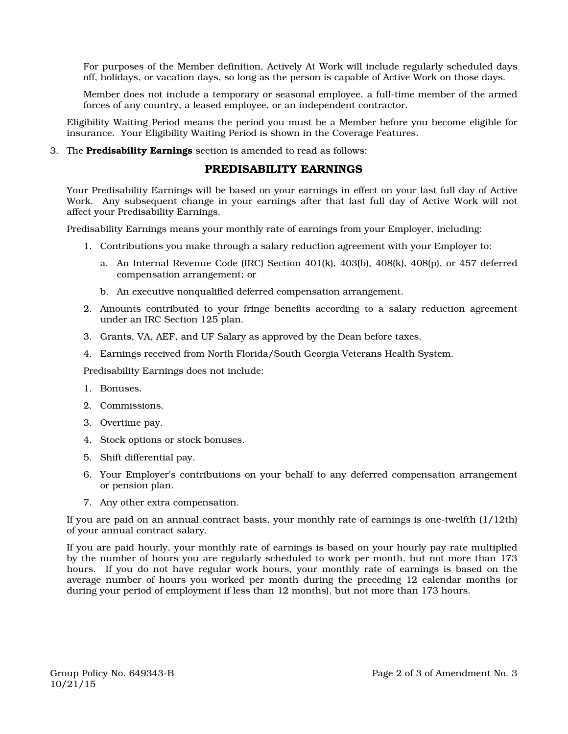For purposes of the Member definition, Actively At Work will include regularly scheduled days off, holidays, or vacation days, so long as the person is capable of Active Work on those days.

Member does not include a temporary or seasonal employee, a full-time member of the armed forces of any country, a leased employee, or an independent contractor.

Eligibility Waiting Period means the period you must be a Member before you become eligible for insurance. Your Eligibility Waiting Period is shown in the Coverage Features.

3. The **Predisability Earnings** section is amended to read as follows:

## PREDISABILITY EARNINGS

Your Predisability Earnings will be based on your earnings in effect on your last full day of Active Work. Any subsequent change in your earnings after that last full day of Active Work will not affect your Predisability Earnings.

Predisability Earnings means your monthly rate of earnings from your Employer, including:

1. Contributions you make through a salary reduction agreement with your Employer to:
   a. An Internal Revenue Code (IRC) Section 401(k), 403(b), 408(k), 408(p), or 457 deferred compensation arrangement; or
   b. An executive nonqualified deferred compensation arrangement.
2. Amounts contributed to your fringe benefits according to a salary reduction agreement under an IRC Section 125 plan.
3. Grants, VA, AEF, and UF Salary as approved by the Dean before taxes.
4. Earnings received from North Florida/South Georgia Veterans Health System.

Predisability Earnings does not include:

1. Bonuses.
2. Commissions.
3. Overtime pay.
4. Stock options or stock bonuses.
5. Shift differential pay.
6. Your Employer's contributions on your behalf to any deferred compensation arrangement or pension plan.
7. Any other extra compensation.

If you are paid on an annual contract basis, your monthly rate of earnings is one-twelfth (1/12th) of your annual contract salary.

If you are paid hourly, your monthly rate of earnings is based on your hourly pay rate multiplied by the number of hours you are regularly scheduled to work per month, but not more than 173 hours. If you do not have regular work hours, your monthly rate of earnings is based on the average number of hours you worked per month during the preceding 12 calendar months (or during your period of employment if less than 12 months), but not more than 173 hours.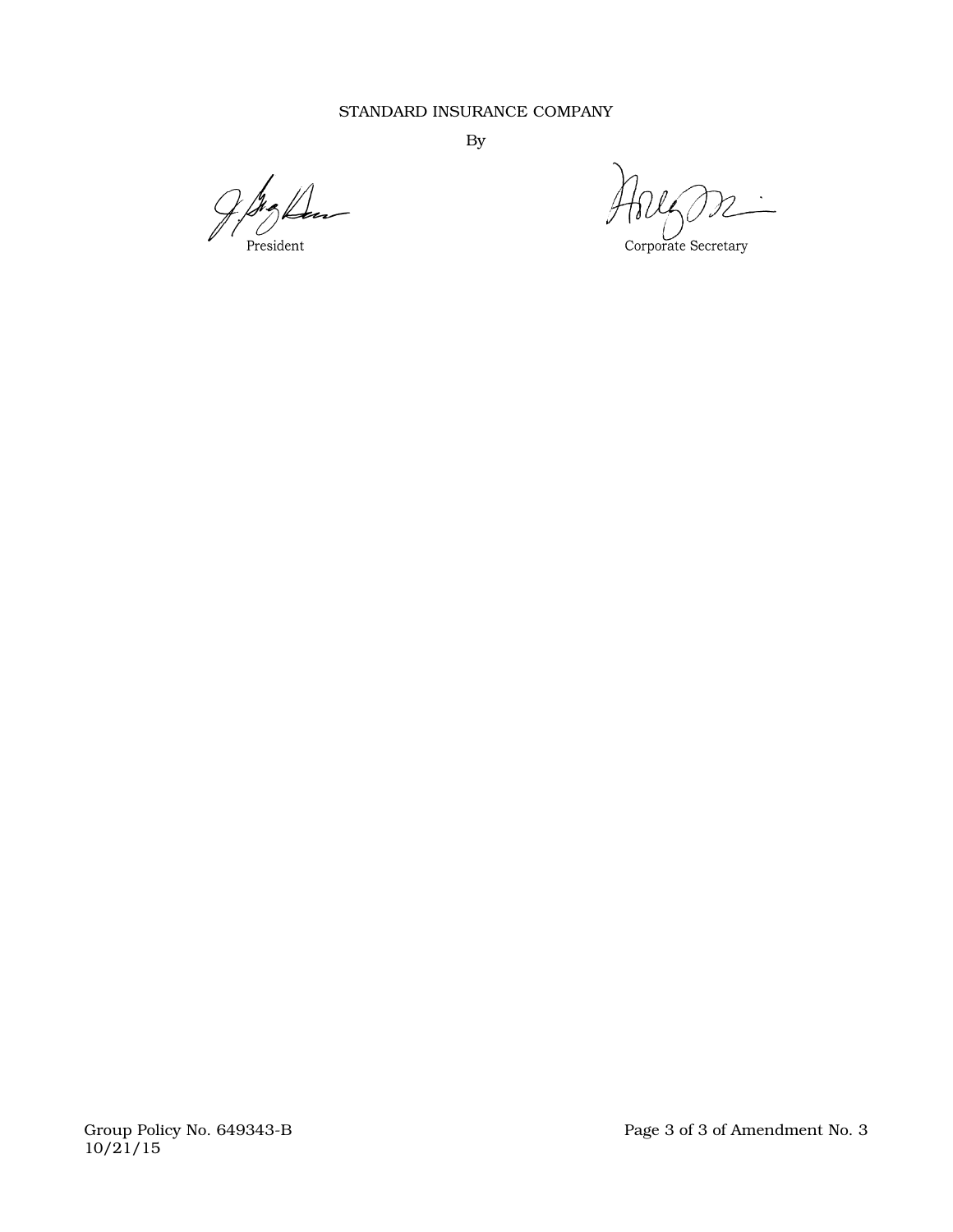STANDARD INSURANCE COMPANY

By

President

Corporate Secretary

Group Policy No. 649343-B
10/21/15